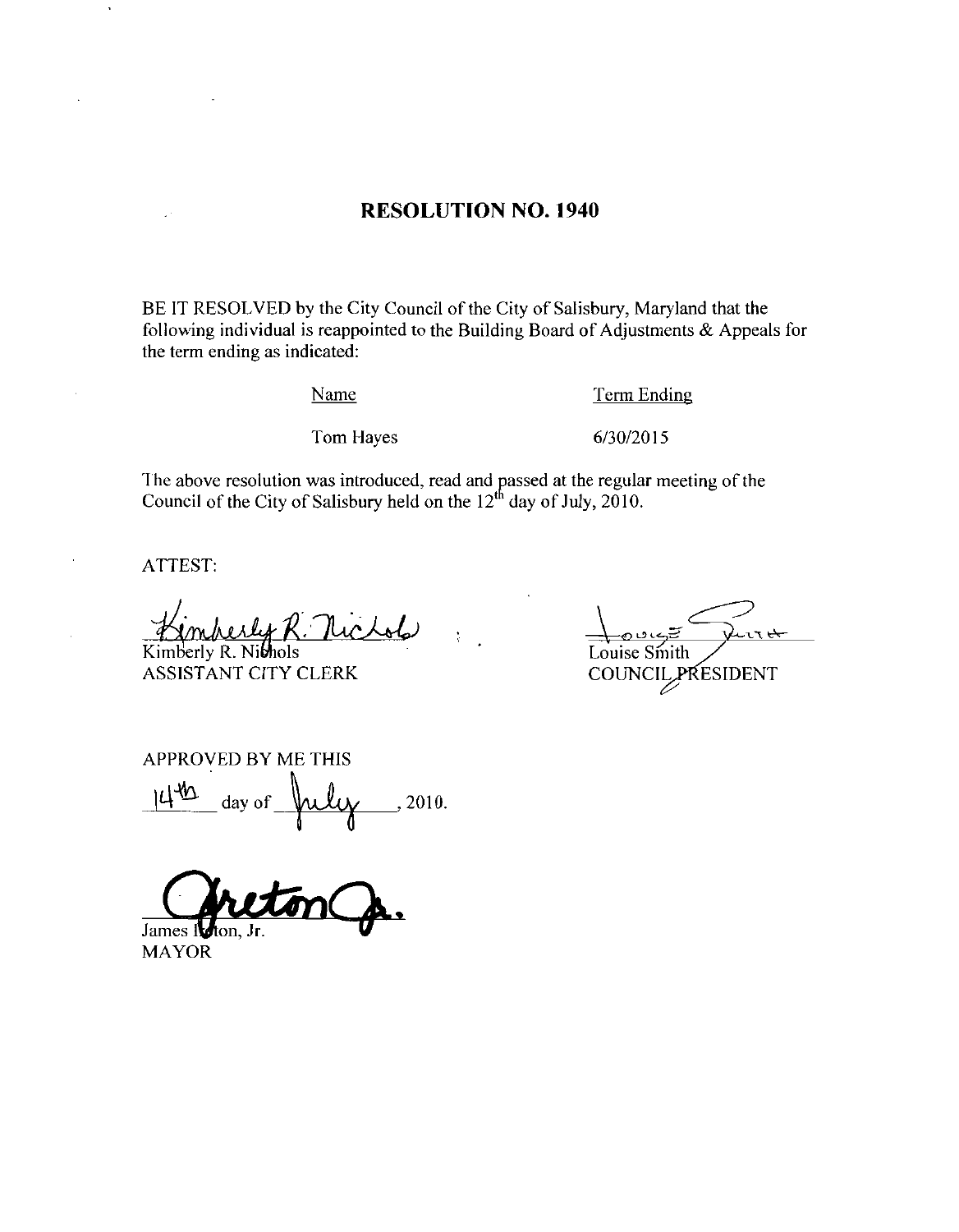# RESOLUTION NO. 1940

BE IT RESOLVED by the City Council of the City of Salisbury, Maryland that the following individual is reappointed to the Building Board of Adjustments & Appeals for the term ending as indicated:

| Name | Term Ending |
| --- | --- |
| Tom Hayes | 6/30/2015 |

The above resolution was introduced, read and passed at the regular meeting of the Council of the City of Salisbury held on the 12th day of July, 2010.

ATTEST:

Kimberly R. Nichols
ASSISTANT CITY CLERK

Louise Smith
COUNCIL PRESIDENT

APPROVED BY ME THIS

14th day of July, 2010.

James Ireton, Jr.
MAYOR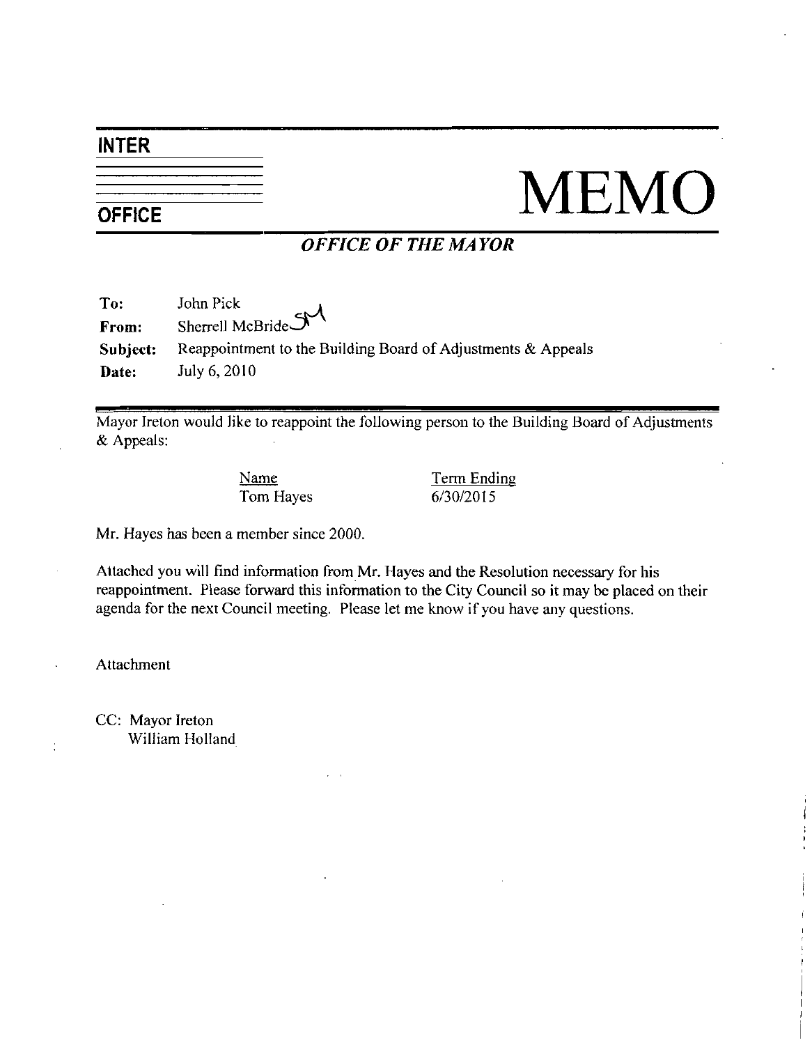# INTER OFFICE MEMO

## *OFFICE OF THE MAYOR*

**To:** John Pick
**From:** Sherrell McBride
**Subject:** Reappointment to the Building Board of Adjustments & Appeals
**Date:** July 6, 2010

---

Mayor Ireton would like to reappoint the following person to the Building Board of Adjustments & Appeals:

| Name | Term Ending |
|---|---|
| Tom Hayes | 6/30/2015 |

Mr. Hayes has been a member since 2000.

Attached you will find information from Mr. Hayes and the Resolution necessary for his reappointment. Please forward this information to the City Council so it may be placed on their agenda for the next Council meeting. Please let me know if you have any questions.

Attachment

CC: Mayor Ireton
William Holland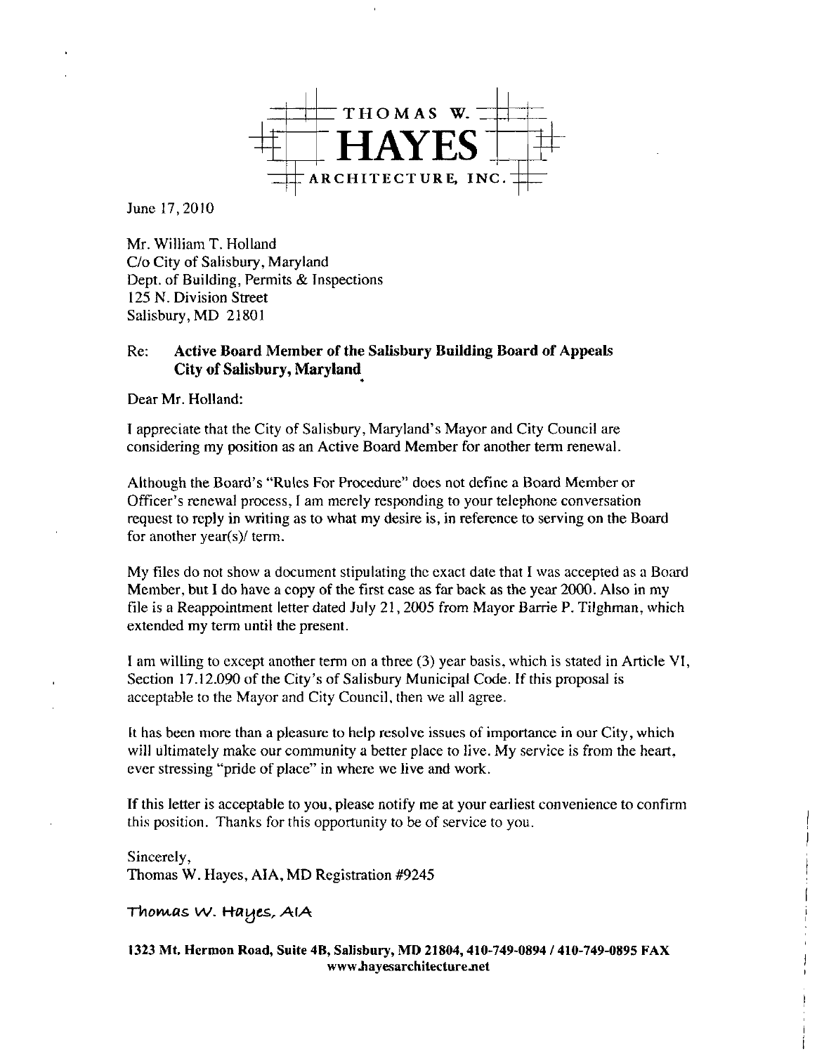THOMAS W.
**HAYES**
ARCHITECTURE, INC.

June 17, 2010

Mr. William T. Holland
C/o City of Salisbury, Maryland
Dept. of Building, Permits & Inspections
125 N. Division Street
Salisbury, MD 21801

Re: **Active Board Member of the Salisbury Building Board of Appeals**
**City of Salisbury, Maryland**

Dear Mr. Holland:

I appreciate that the City of Salisbury, Maryland's Mayor and City Council are considering my position as an Active Board Member for another term renewal.

Although the Board's "Rules For Procedure" does not define a Board Member or Officer's renewal process, I am merely responding to your telephone conversation request to reply in writing as to what my desire is, in reference to serving on the Board for another year(s)/ term.

My files do not show a document stipulating the exact date that I was accepted as a Board Member, but I do have a copy of the first case as far back as the year 2000. Also in my file is a Reappointment letter dated July 21, 2005 from Mayor Barrie P. Tilghman, which extended my term until the present.

I am willing to except another term on a three (3) year basis, which is stated in Article VI, Section 17.12.090 of the City's of Salisbury Municipal Code. If this proposal is acceptable to the Mayor and City Council, then we all agree.

It has been more than a pleasure to help resolve issues of importance in our City, which will ultimately make our community a better place to live. My service is from the heart, ever stressing "pride of place" in where we live and work.

If this letter is acceptable to you, please notify me at your earliest convenience to confirm this position. Thanks for this opportunity to be of service to you.

Sincerely,
Thomas W. Hayes, AIA, MD Registration #9245

Thomas W. Hayes, AIA

**1323 Mt. Hermon Road, Suite 4B, Salisbury, MD 21804, 410-749-0894 / 410-749-0895 FAX**
**www.hayesarchitecture.net**